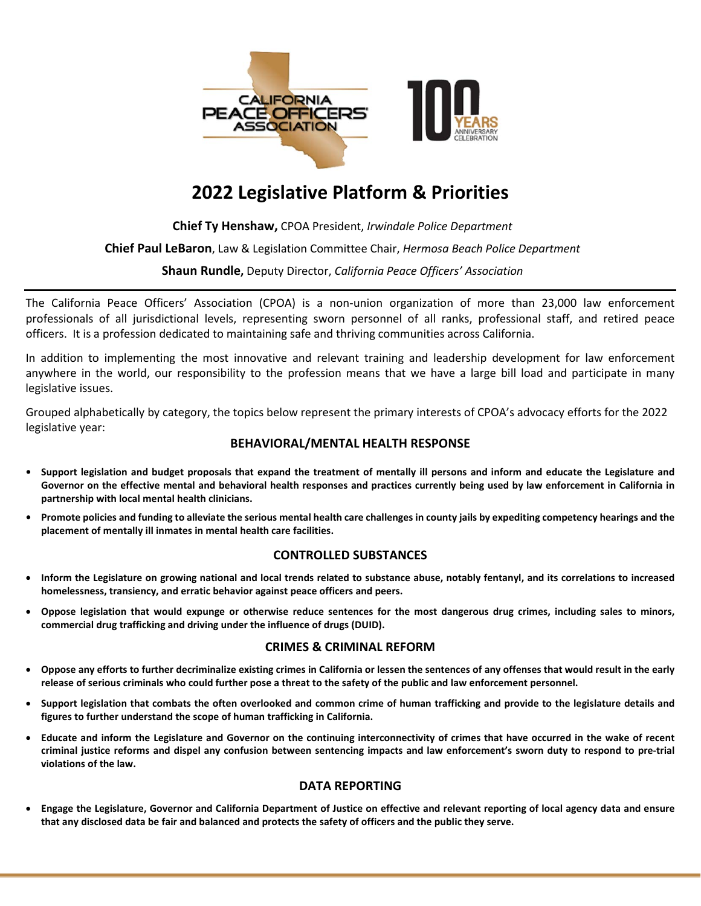# 2022 Legislative Platform & Priorities

**Chief Ty Henshaw,** CPOA President, *Irwindale Police Department*

**Chief Paul LeBaron**, Law & Legislation Committee Chair, *Hermosa Beach Police Department*

**Shaun Rundle,** Deputy Director, *California Peace Officers' Association*

---

The California Peace Officers' Association (CPOA) is a non-union organization of more than 23,000 law enforcement professionals of all jurisdictional levels, representing sworn personnel of all ranks, professional staff, and retired peace officers. It is a profession dedicated to maintaining safe and thriving communities across California.

In addition to implementing the most innovative and relevant training and leadership development for law enforcement anywhere in the world, our responsibility to the profession means that we have a large bill load and participate in many legislative issues.

Grouped alphabetically by category, the topics below represent the primary interests of CPOA's advocacy efforts for the 2022 legislative year:

## BEHAVIORAL/MENTAL HEALTH RESPONSE

- **Support legislation and budget proposals that expand the treatment of mentally ill persons and inform and educate the Legislature and Governor on the effective mental and behavioral health responses and practices currently being used by law enforcement in California in partnership with local mental health clinicians.**
- **Promote policies and funding to alleviate the serious mental health care challenges in county jails by expediting competency hearings and the placement of mentally ill inmates in mental health care facilities.**

## CONTROLLED SUBSTANCES

- **Inform the Legislature on growing national and local trends related to substance abuse, notably fentanyl, and its correlations to increased homelessness, transiency, and erratic behavior against peace officers and peers.**
- **Oppose legislation that would expunge or otherwise reduce sentences for the most dangerous drug crimes, including sales to minors, commercial drug trafficking and driving under the influence of drugs (DUID).**

## CRIMES & CRIMINAL REFORM

- **Oppose any efforts to further decriminalize existing crimes in California or lessen the sentences of any offenses that would result in the early release of serious criminals who could further pose a threat to the safety of the public and law enforcement personnel.**
- **Support legislation that combats the often overlooked and common crime of human trafficking and provide to the legislature details and figures to further understand the scope of human trafficking in California.**
- **Educate and inform the Legislature and Governor on the continuing interconnectivity of crimes that have occurred in the wake of recent criminal justice reforms and dispel any confusion between sentencing impacts and law enforcement's sworn duty to respond to pre-trial violations of the law.**

## DATA REPORTING

- **Engage the Legislature, Governor and California Department of Justice on effective and relevant reporting of local agency data and ensure that any disclosed data be fair and balanced and protects the safety of officers and the public they serve.**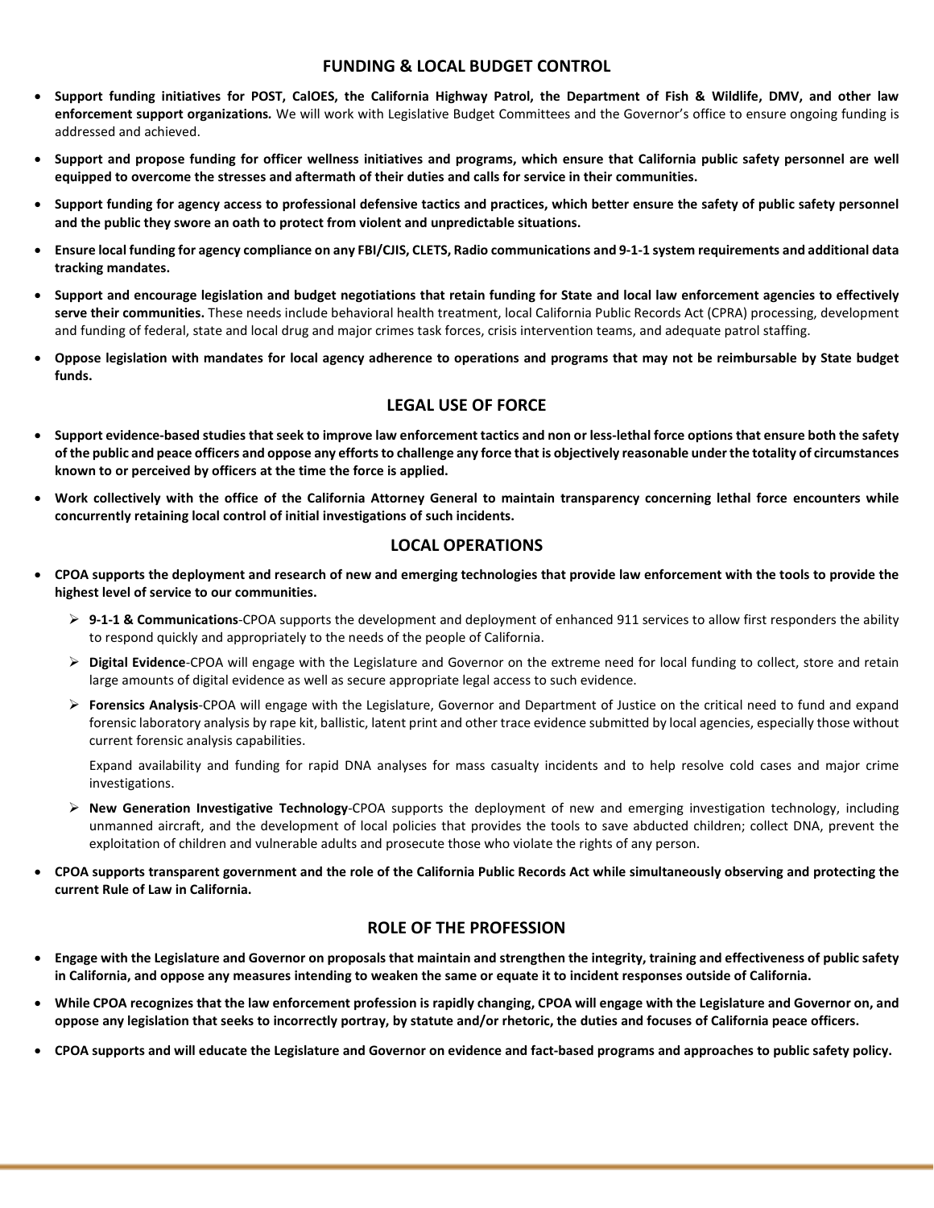## FUNDING & LOCAL BUDGET CONTROL

- **Support funding initiatives for POST, CalOES, the California Highway Patrol, the Department of Fish & Wildlife, DMV, and other law enforcement support organizations.** We will work with Legislative Budget Committees and the Governor's office to ensure ongoing funding is addressed and achieved.
- **Support and propose funding for officer wellness initiatives and programs, which ensure that California public safety personnel are well equipped to overcome the stresses and aftermath of their duties and calls for service in their communities.**
- **Support funding for agency access to professional defensive tactics and practices, which better ensure the safety of public safety personnel and the public they swore an oath to protect from violent and unpredictable situations.**
- **Ensure local funding for agency compliance on any FBI/CJIS, CLETS, Radio communications and 9-1-1 system requirements and additional data tracking mandates.**
- **Support and encourage legislation and budget negotiations that retain funding for State and local law enforcement agencies to effectively serve their communities.** These needs include behavioral health treatment, local California Public Records Act (CPRA) processing, development and funding of federal, state and local drug and major crimes task forces, crisis intervention teams, and adequate patrol staffing.
- **Oppose legislation with mandates for local agency adherence to operations and programs that may not be reimbursable by State budget funds.**

## LEGAL USE OF FORCE

- **Support evidence-based studies that seek to improve law enforcement tactics and non or less-lethal force options that ensure both the safety of the public and peace officers and oppose any efforts to challenge any force that is objectively reasonable under the totality of circumstances known to or perceived by officers at the time the force is applied.**
- **Work collectively with the office of the California Attorney General to maintain transparency concerning lethal force encounters while concurrently retaining local control of initial investigations of such incidents.**

## LOCAL OPERATIONS

- **CPOA supports the deployment and research of new and emerging technologies that provide law enforcement with the tools to provide the highest level of service to our communities.**
  - **9-1-1 & Communications**-CPOA supports the development and deployment of enhanced 911 services to allow first responders the ability to respond quickly and appropriately to the needs of the people of California.
  - **Digital Evidence**-CPOA will engage with the Legislature and Governor on the extreme need for local funding to collect, store and retain large amounts of digital evidence as well as secure appropriate legal access to such evidence.
  - **Forensics Analysis**-CPOA will engage with the Legislature, Governor and Department of Justice on the critical need to fund and expand forensic laboratory analysis by rape kit, ballistic, latent print and other trace evidence submitted by local agencies, especially those without current forensic analysis capabilities.

    Expand availability and funding for rapid DNA analyses for mass casualty incidents and to help resolve cold cases and major crime investigations.
  - **New Generation Investigative Technology**-CPOA supports the deployment of new and emerging investigation technology, including unmanned aircraft, and the development of local policies that provides the tools to save abducted children; collect DNA, prevent the exploitation of children and vulnerable adults and prosecute those who violate the rights of any person.
- **CPOA supports transparent government and the role of the California Public Records Act while simultaneously observing and protecting the current Rule of Law in California.**

## ROLE OF THE PROFESSION

- **Engage with the Legislature and Governor on proposals that maintain and strengthen the integrity, training and effectiveness of public safety in California, and oppose any measures intending to weaken the same or equate it to incident responses outside of California.**
- **While CPOA recognizes that the law enforcement profession is rapidly changing, CPOA will engage with the Legislature and Governor on, and oppose any legislation that seeks to incorrectly portray, by statute and/or rhetoric, the duties and focuses of California peace officers.**
- **CPOA supports and will educate the Legislature and Governor on evidence and fact-based programs and approaches to public safety policy.**